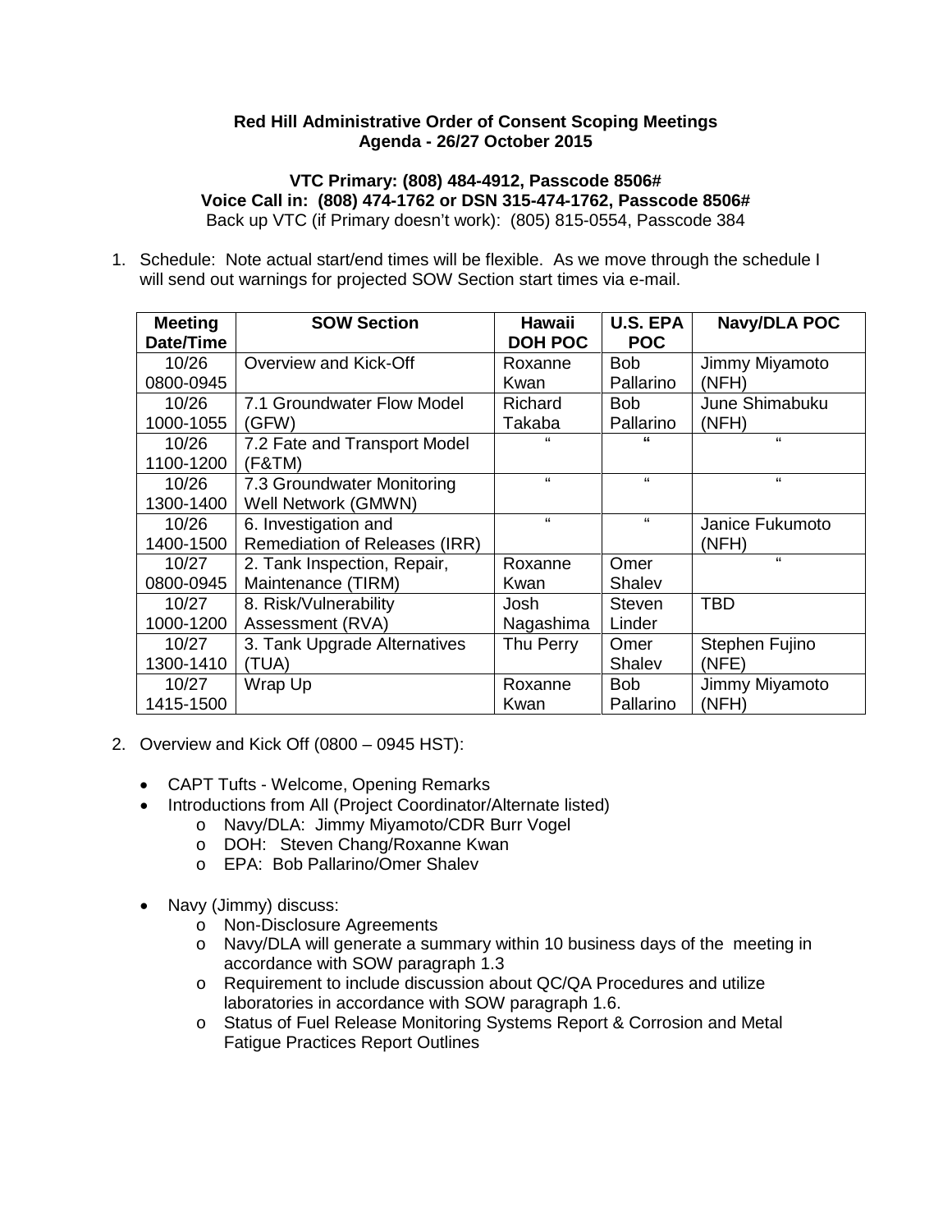**Red Hill Administrative Order of Consent Scoping Meetings**
**Agenda - 26/27 October 2015**

**VTC Primary: (808) 484-4912, Passcode 8506#**
**Voice Call in: (808) 474-1762 or DSN 315-474-1762, Passcode 8506#**
Back up VTC (if Primary doesn't work): (805) 815-0554, Passcode 384

1. Schedule: Note actual start/end times will be flexible. As we move through the schedule I will send out warnings for projected SOW Section start times via e-mail.

| Meeting Date/Time | SOW Section | Hawaii DOH POC | U.S. EPA POC | Navy/DLA POC |
|---|---|---|---|---|
| 10/26 0800-0945 | Overview and Kick-Off | Roxanne Kwan | Bob Pallarino | Jimmy Miyamoto (NFH) |
| 10/26 1000-1055 | 7.1 Groundwater Flow Model (GFW) | Richard Takaba | Bob Pallarino | June Shimabuku (NFH) |
| 10/26 1100-1200 | 7.2 Fate and Transport Model (F&TM) | " | " | " |
| 10/26 1300-1400 | 7.3 Groundwater Monitoring Well Network (GMWN) | " | " | " |
| 10/26 1400-1500 | 6. Investigation and Remediation of Releases (IRR) | " | " | Janice Fukumoto (NFH) |
| 10/27 0800-0945 | 2. Tank Inspection, Repair, Maintenance (TIRM) | Roxanne Kwan | Omer Shalev | " |
| 10/27 1000-1200 | 8. Risk/Vulnerability Assessment (RVA) | Josh Nagashima | Steven Linder | TBD |
| 10/27 1300-1410 | 3. Tank Upgrade Alternatives (TUA) | Thu Perry | Omer Shalev | Stephen Fujino (NFE) |
| 10/27 1415-1500 | Wrap Up | Roxanne Kwan | Bob Pallarino | Jimmy Miyamoto (NFH) |

2. Overview and Kick Off (0800 – 0945 HST):

- CAPT Tufts - Welcome, Opening Remarks
- Introductions from All (Project Coordinator/Alternate listed)
  - Navy/DLA: Jimmy Miyamoto/CDR Burr Vogel
  - DOH: Steven Chang/Roxanne Kwan
  - EPA: Bob Pallarino/Omer Shalev
- Navy (Jimmy) discuss:
  - Non-Disclosure Agreements
  - Navy/DLA will generate a summary within 10 business days of the meeting in accordance with SOW paragraph 1.3
  - Requirement to include discussion about QC/QA Procedures and utilize laboratories in accordance with SOW paragraph 1.6.
  - Status of Fuel Release Monitoring Systems Report & Corrosion and Metal Fatigue Practices Report Outlines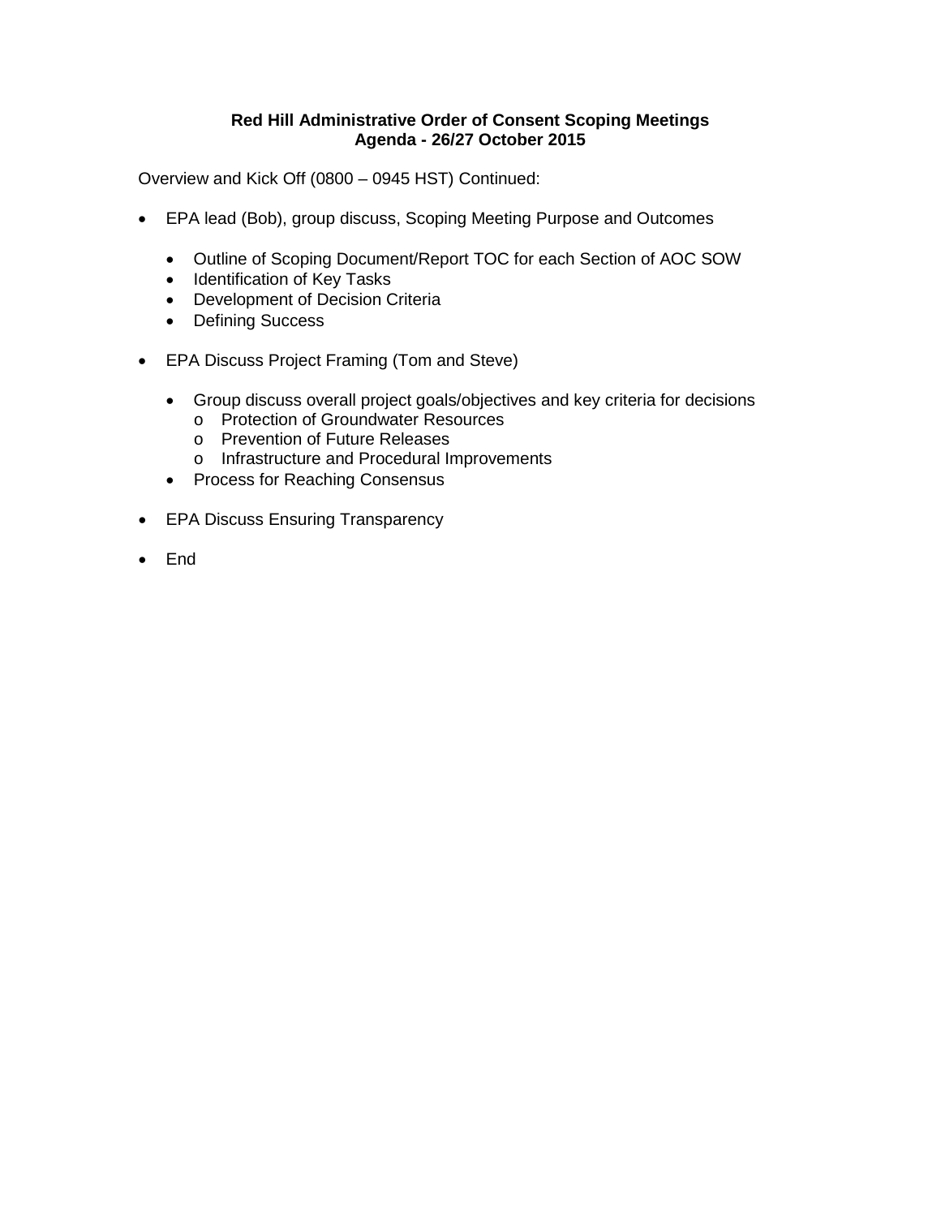**Red Hill Administrative Order of Consent Scoping Meetings**
**Agenda - 26/27 October 2015**

Overview and Kick Off (0800 – 0945 HST) Continued:

- EPA lead (Bob), group discuss, Scoping Meeting Purpose and Outcomes
  - Outline of Scoping Document/Report TOC for each Section of AOC SOW
  - Identification of Key Tasks
  - Development of Decision Criteria
  - Defining Success
- EPA Discuss Project Framing (Tom and Steve)
  - Group discuss overall project goals/objectives and key criteria for decisions
    - Protection of Groundwater Resources
    - Prevention of Future Releases
    - Infrastructure and Procedural Improvements
  - Process for Reaching Consensus
- EPA Discuss Ensuring Transparency
- End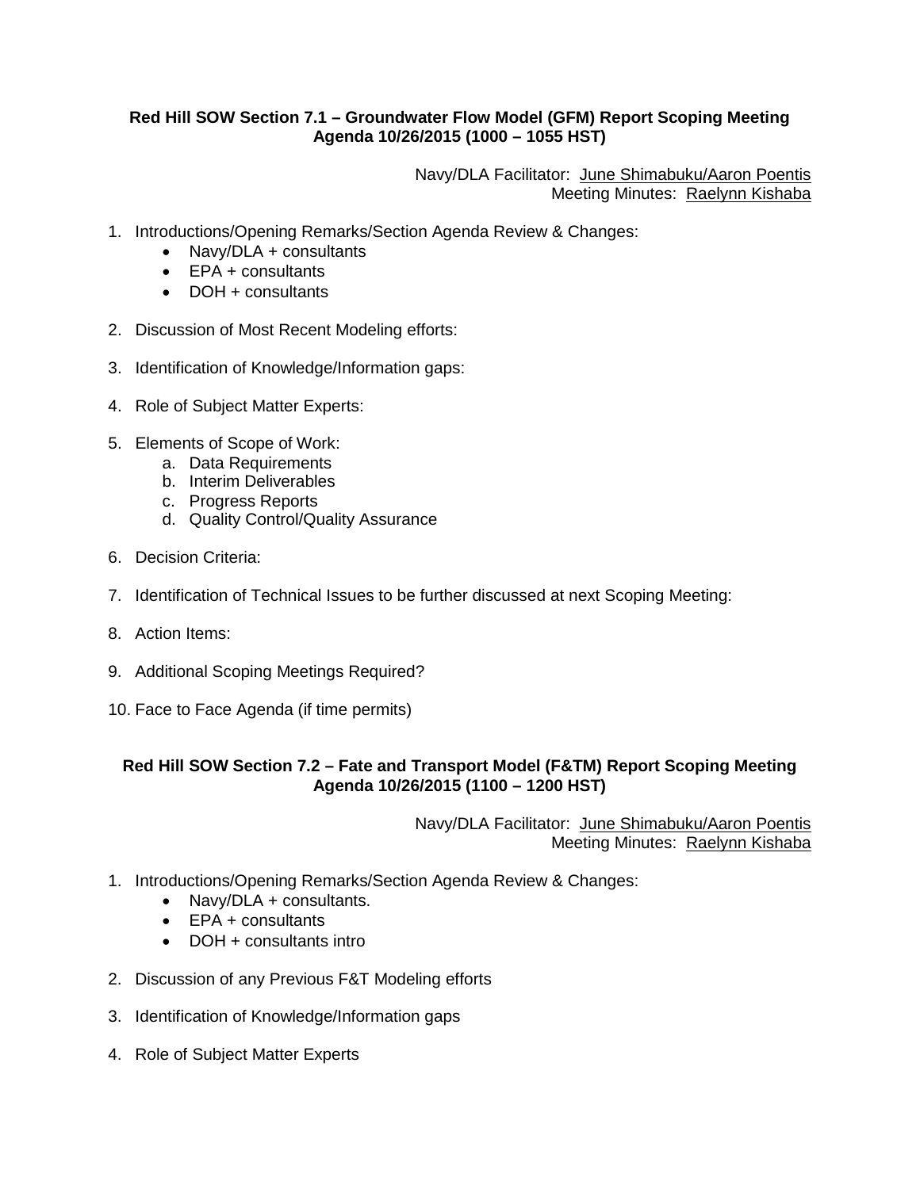**Red Hill SOW Section 7.1 – Groundwater Flow Model (GFM) Report Scoping Meeting Agenda 10/26/2015 (1000 – 1055 HST)**

Navy/DLA Facilitator: June Shimabuku/Aaron Poentis
Meeting Minutes: Raelynn Kishaba

1. Introductions/Opening Remarks/Section Agenda Review & Changes:
   - Navy/DLA + consultants
   - EPA + consultants
   - DOH + consultants
2. Discussion of Most Recent Modeling efforts:
3. Identification of Knowledge/Information gaps:
4. Role of Subject Matter Experts:
5. Elements of Scope of Work:
   a. Data Requirements
   b. Interim Deliverables
   c. Progress Reports
   d. Quality Control/Quality Assurance
6. Decision Criteria:
7. Identification of Technical Issues to be further discussed at next Scoping Meeting:
8. Action Items:
9. Additional Scoping Meetings Required?
10. Face to Face Agenda (if time permits)

**Red Hill SOW Section 7.2 – Fate and Transport Model (F&TM) Report Scoping Meeting Agenda 10/26/2015 (1100 – 1200 HST)**

Navy/DLA Facilitator: June Shimabuku/Aaron Poentis
Meeting Minutes: Raelynn Kishaba

1. Introductions/Opening Remarks/Section Agenda Review & Changes:
   - Navy/DLA + consultants.
   - EPA + consultants
   - DOH + consultants intro
2. Discussion of any Previous F&T Modeling efforts
3. Identification of Knowledge/Information gaps
4. Role of Subject Matter Experts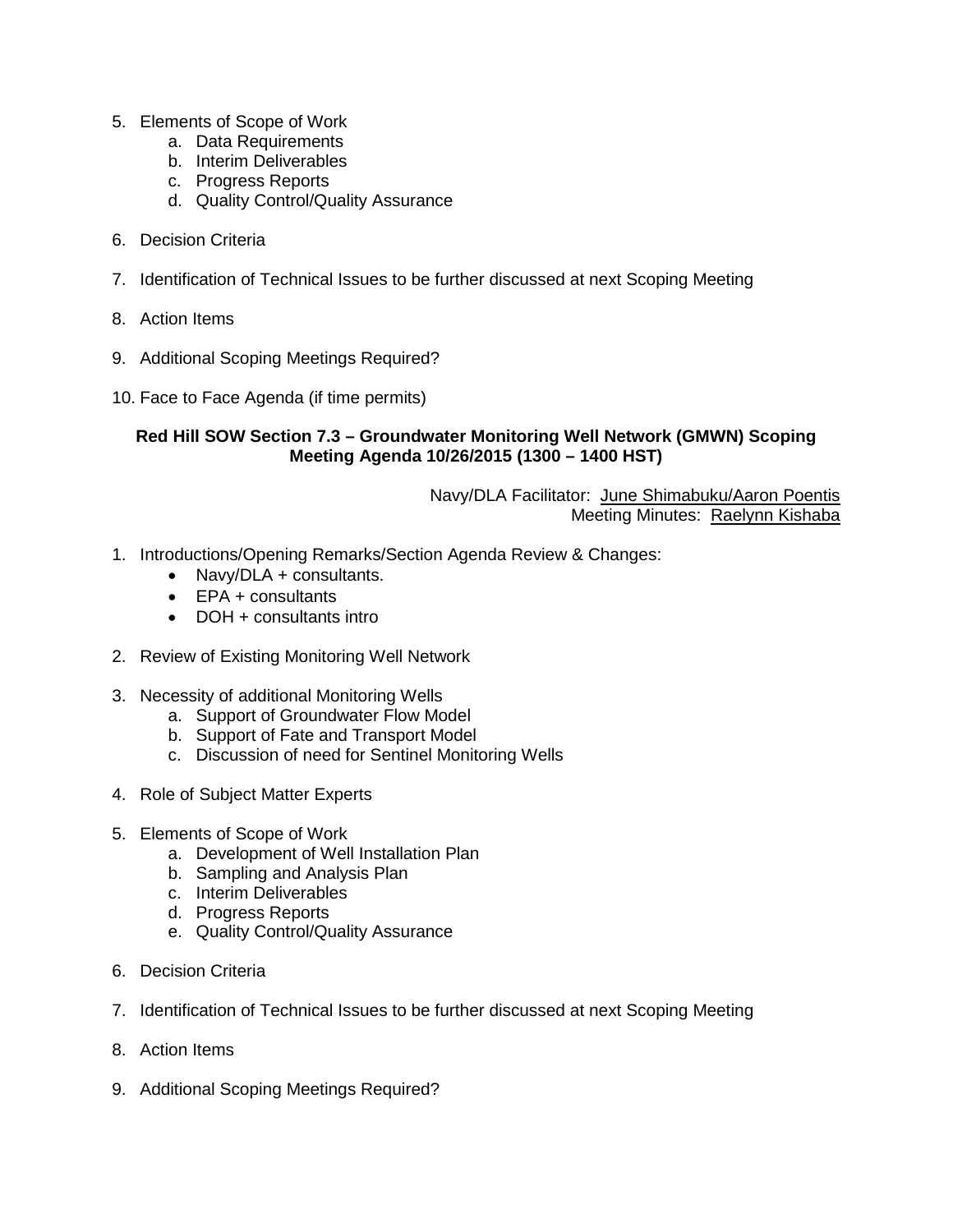5. Elements of Scope of Work
    a. Data Requirements
    b. Interim Deliverables
    c. Progress Reports
    d. Quality Control/Quality Assurance

6. Decision Criteria

7. Identification of Technical Issues to be further discussed at next Scoping Meeting

8. Action Items

9. Additional Scoping Meetings Required?

10. Face to Face Agenda (if time permits)

**Red Hill SOW Section 7.3 – Groundwater Monitoring Well Network (GMWN) Scoping Meeting Agenda 10/26/2015 (1300 – 1400 HST)**

Navy/DLA Facilitator: June Shimabuku/Aaron Poentis
Meeting Minutes: Raelynn Kishaba

1. Introductions/Opening Remarks/Section Agenda Review & Changes:
    - Navy/DLA + consultants.
    - EPA + consultants
    - DOH + consultants intro

2. Review of Existing Monitoring Well Network

3. Necessity of additional Monitoring Wells
    a. Support of Groundwater Flow Model
    b. Support of Fate and Transport Model
    c. Discussion of need for Sentinel Monitoring Wells

4. Role of Subject Matter Experts

5. Elements of Scope of Work
    a. Development of Well Installation Plan
    b. Sampling and Analysis Plan
    c. Interim Deliverables
    d. Progress Reports
    e. Quality Control/Quality Assurance

6. Decision Criteria

7. Identification of Technical Issues to be further discussed at next Scoping Meeting

8. Action Items

9. Additional Scoping Meetings Required?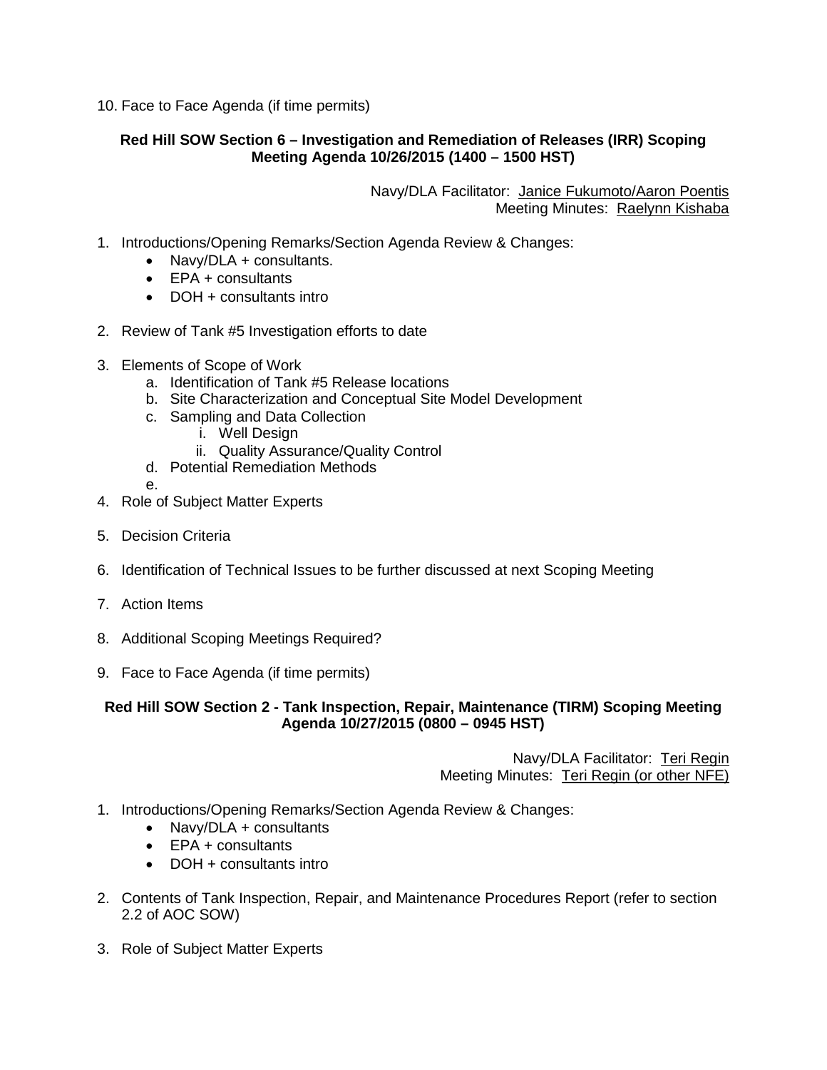10. Face to Face Agenda (if time permits)

**Red Hill SOW Section 6 – Investigation and Remediation of Releases (IRR) Scoping Meeting Agenda 10/26/2015 (1400 – 1500 HST)**

Navy/DLA Facilitator: Janice Fukumoto/Aaron Poentis
Meeting Minutes: Raelynn Kishaba

1. Introductions/Opening Remarks/Section Agenda Review & Changes:
   - Navy/DLA + consultants.
   - EPA + consultants
   - DOH + consultants intro
2. Review of Tank #5 Investigation efforts to date
3. Elements of Scope of Work
   a. Identification of Tank #5 Release locations
   b. Site Characterization and Conceptual Site Model Development
   c. Sampling and Data Collection
      i. Well Design
      ii. Quality Assurance/Quality Control
   d. Potential Remediation Methods
   e.
4. Role of Subject Matter Experts
5. Decision Criteria
6. Identification of Technical Issues to be further discussed at next Scoping Meeting
7. Action Items
8. Additional Scoping Meetings Required?
9. Face to Face Agenda (if time permits)

**Red Hill SOW Section 2 - Tank Inspection, Repair, Maintenance (TIRM) Scoping Meeting Agenda 10/27/2015 (0800 – 0945 HST)**

Navy/DLA Facilitator: Teri Regin
Meeting Minutes: Teri Regin (or other NFE)

1. Introductions/Opening Remarks/Section Agenda Review & Changes:
   - Navy/DLA + consultants
   - EPA + consultants
   - DOH + consultants intro
2. Contents of Tank Inspection, Repair, and Maintenance Procedures Report (refer to section 2.2 of AOC SOW)
3. Role of Subject Matter Experts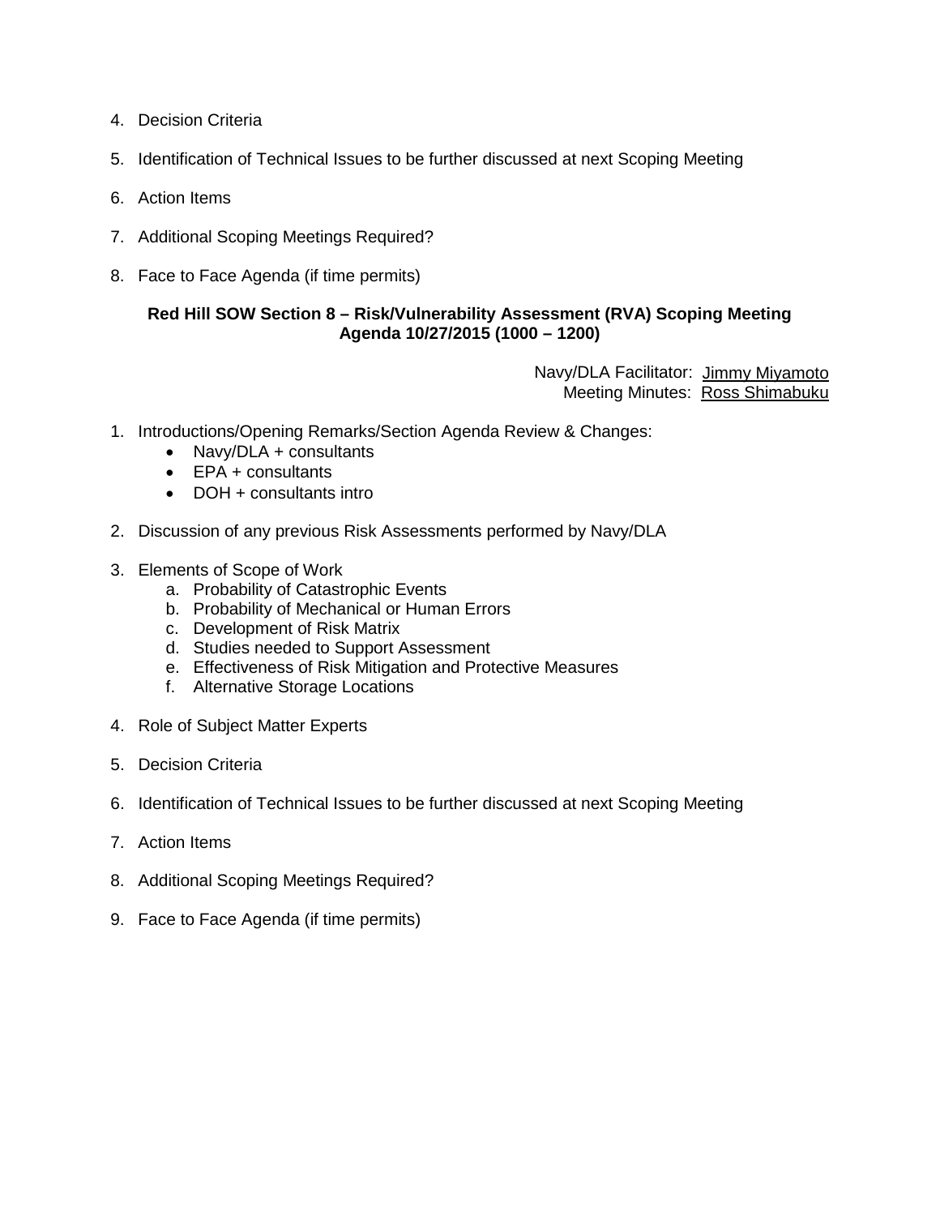4. Decision Criteria

5. Identification of Technical Issues to be further discussed at next Scoping Meeting

6. Action Items

7. Additional Scoping Meetings Required?

8. Face to Face Agenda (if time permits)

**Red Hill SOW Section 8 – Risk/Vulnerability Assessment (RVA) Scoping Meeting Agenda 10/27/2015 (1000 – 1200)**

Navy/DLA Facilitator: Jimmy Miyamoto
Meeting Minutes: Ross Shimabuku

1. Introductions/Opening Remarks/Section Agenda Review & Changes:
   - Navy/DLA + consultants
   - EPA + consultants
   - DOH + consultants intro

2. Discussion of any previous Risk Assessments performed by Navy/DLA

3. Elements of Scope of Work
   a. Probability of Catastrophic Events
   b. Probability of Mechanical or Human Errors
   c. Development of Risk Matrix
   d. Studies needed to Support Assessment
   e. Effectiveness of Risk Mitigation and Protective Measures
   f. Alternative Storage Locations

4. Role of Subject Matter Experts

5. Decision Criteria

6. Identification of Technical Issues to be further discussed at next Scoping Meeting

7. Action Items

8. Additional Scoping Meetings Required?

9. Face to Face Agenda (if time permits)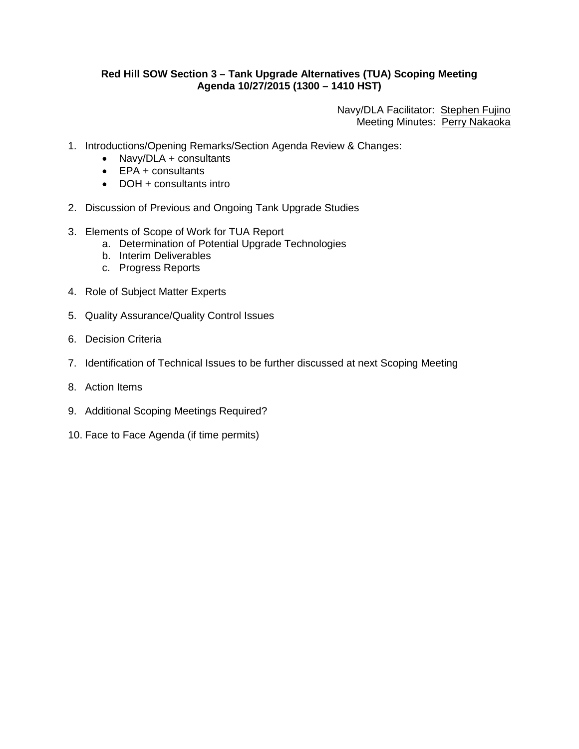**Red Hill SOW Section 3 – Tank Upgrade Alternatives (TUA) Scoping Meeting**
**Agenda 10/27/2015 (1300 – 1410 HST)**

Navy/DLA Facilitator: Stephen Fujino
Meeting Minutes: Perry Nakaoka

1. Introductions/Opening Remarks/Section Agenda Review & Changes:
   - Navy/DLA + consultants
   - EPA + consultants
   - DOH + consultants intro
2. Discussion of Previous and Ongoing Tank Upgrade Studies
3. Elements of Scope of Work for TUA Report
   a. Determination of Potential Upgrade Technologies
   b. Interim Deliverables
   c. Progress Reports
4. Role of Subject Matter Experts
5. Quality Assurance/Quality Control Issues
6. Decision Criteria
7. Identification of Technical Issues to be further discussed at next Scoping Meeting
8. Action Items
9. Additional Scoping Meetings Required?
10. Face to Face Agenda (if time permits)